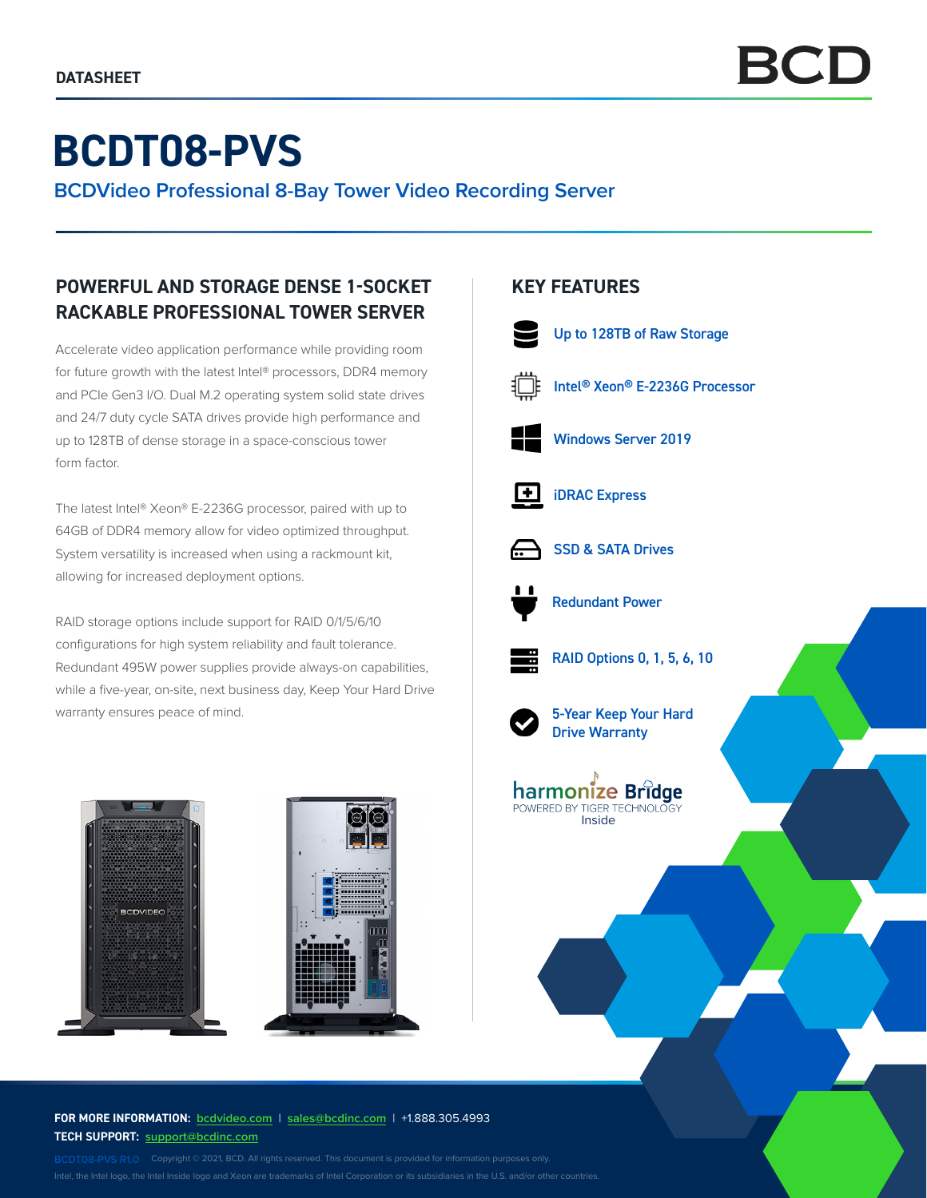DATASHEET

# BCDT08-PVS

## BCDVideo Professional 8-Bay Tower Video Recording Server

### POWERFUL AND STORAGE DENSE 1-SOCKET RACKABLE PROFESSIONAL TOWER SERVER

Accelerate video application performance while providing room for future growth with the latest Intel® processors, DDR4 memory and PCIe Gen3 I/O. Dual M.2 operating system solid state drives and 24/7 duty cycle SATA drives provide high performance and up to 128TB of dense storage in a space-conscious tower form factor.

The latest Intel® Xeon® E-2236G processor, paired with up to 64GB of DDR4 memory allow for video optimized throughput. System versatility is increased when using a rackmount kit, allowing for increased deployment options.

RAID storage options include support for RAID 0/1/5/6/10 configurations for high system reliability and fault tolerance. Redundant 495W power supplies provide always-on capabilities, while a five-year, on-site, next business day, Keep Your Hard Drive warranty ensures peace of mind.

### KEY FEATURES

- Up to 128TB of Raw Storage
- Intel® Xeon® E-2236G Processor
- Windows Server 2019
- iDRAC Express
- SSD & SATA Drives
- Redundant Power
- RAID Options 0, 1, 5, 6, 10
- 5-Year Keep Your Hard Drive Warranty

harmonize Bridge
POWERED BY TIGER TECHNOLOGY
Inside

**FOR MORE INFORMATION:** bcdvideo.com | sales@bcdinc.com | +1.888.305.4993
**TECH SUPPORT:** support@bcdinc.com

BCDT08-PVS R1.0 Copyright © 2021, BCD. All rights reserved. This document is provided for information purposes only.
Intel, the Intel logo, the Intel Inside logo and Xeon are trademarks of Intel Corporation or its subsidiaries in the U.S. and/or other countries.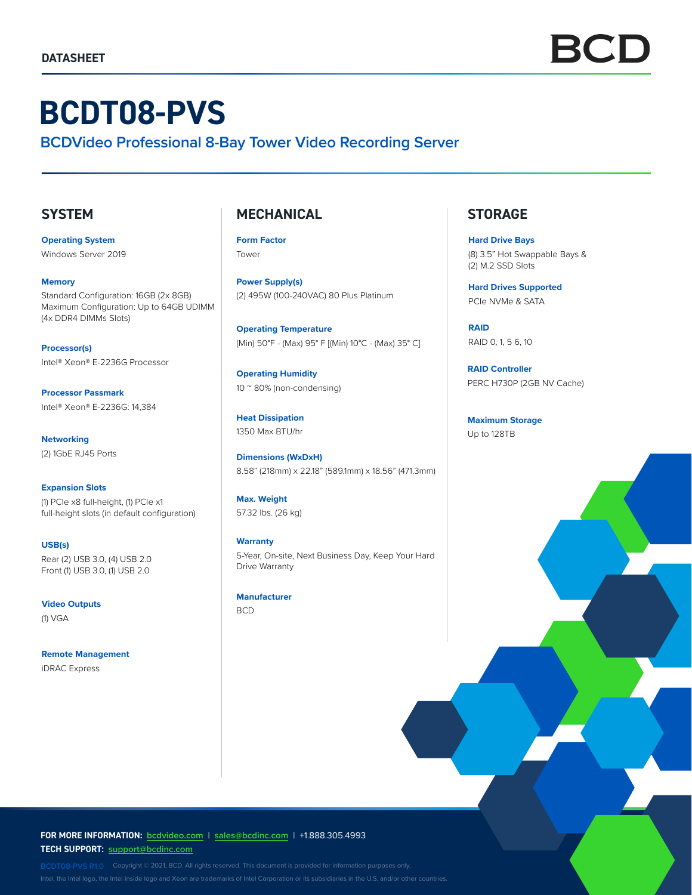DATASHEET

BCD

# BCDT08-PVS

## BCDVideo Professional 8-Bay Tower Video Recording Server

## SYSTEM

**Operating System**
Windows Server 2019

**Memory**
Standard Configuration: 16GB (2x 8GB)
Maximum Configuration: Up to 64GB UDIMM (4x DDR4 DIMMs Slots)

**Processor(s)**
Intel® Xeon® E-2236G Processor

**Processor Passmark**
Intel® Xeon® E-2236G: 14,384

**Networking**
(2) 1GbE RJ45 Ports

**Expansion Slots**
(1) PCIe x8 full-height, (1) PCIe x1 full-height slots (in default configuration)

**USB(s)**
Rear (2) USB 3.0, (4) USB 2.0
Front (1) USB 3.0, (1) USB 2.0

**Video Outputs**
(1) VGA

**Remote Management**
iDRAC Express

## MECHANICAL

**Form Factor**
Tower

**Power Supply(s)**
(2) 495W (100-240VAC) 80 Plus Platinum

**Operating Temperature**
(Min) 50°F - (Max) 95° F [(Min) 10°C - (Max) 35° C]

**Operating Humidity**
10 ~ 80% (non-condensing)

**Heat Dissipation**
1350 Max BTU/hr

**Dimensions (WxDxH)**
8.58” (218mm) x 22.18” (589.1mm) x 18.56” (471.3mm)

**Max. Weight**
57.32 lbs. (26 kg)

**Warranty**
5-Year, On-site, Next Business Day, Keep Your Hard Drive Warranty

**Manufacturer**
BCD

## STORAGE

**Hard Drive Bays**
(8) 3.5” Hot Swappable Bays & (2) M.2 SSD Slots

**Hard Drives Supported**
PCIe NVMe & SATA

**RAID**
RAID 0, 1, 5 6, 10

**RAID Controller**
PERC H730P (2GB NV Cache)

**Maximum Storage**
Up to 128TB

**FOR MORE INFORMATION:** bcdvideo.com | sales@bcdinc.com | +1.888.305.4993
**TECH SUPPORT:** support@bcdinc.com

BCDT08-PVS R1.0 Copyright © 2021, BCD. All rights reserved. This document is provided for information purposes only.
Intel, the Intel logo, the Intel Inside logo and Xeon are trademarks of Intel Corporation or its subsidiaries in the U.S. and/or other countries.